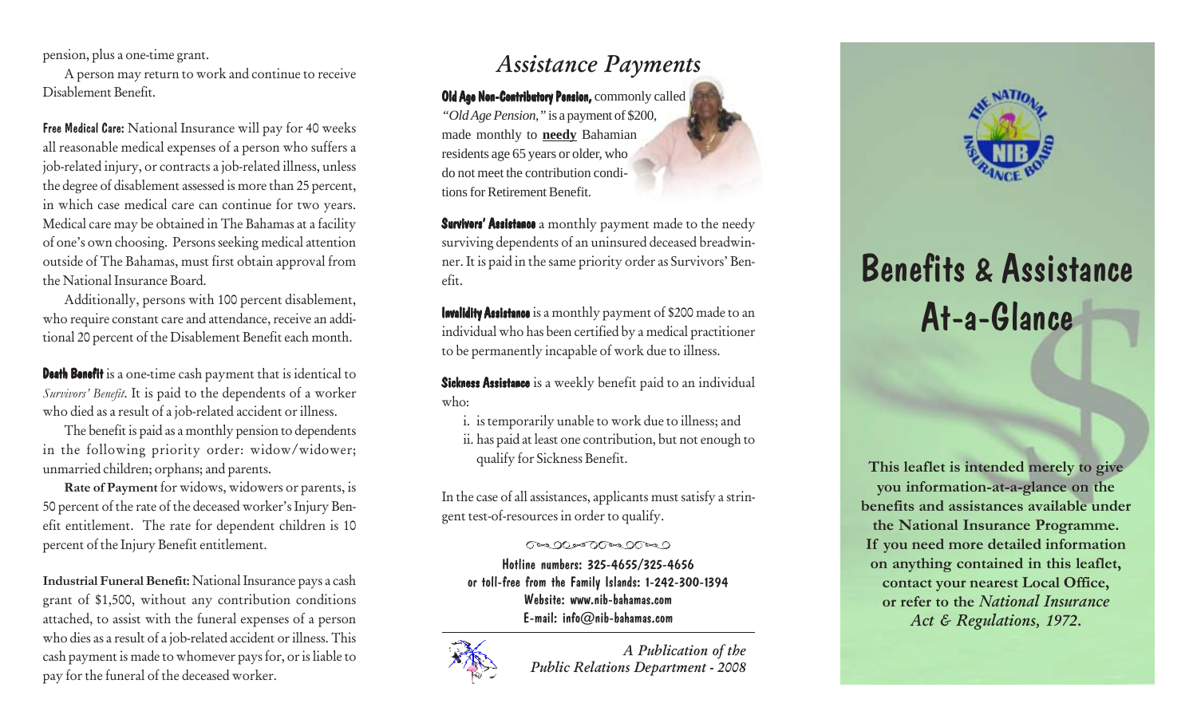pension, plus a one-time grant.

A person may return to work and continue to receive Disablement Benefit.

**Free Medical Care:** National Insurance will pay for 40 weeks all reasonable medical expenses of a person who suffers a job-related injury, or contracts a job-related illness, unless the degree of disablement assessed is more than 25 percent, in which case medical care can continue for two years. Medical care may be obtained in The Bahamas at a facility of one's own choosing. Persons seeking medical attention outside of The Bahamas, must first obtain approval from the National Insurance Board.

Additionally, persons with 100 percent disablement, who require constant care and attendance, receive an additional 20 percent of the Disablement Benefit each month.

**Death Benefit** is a one-time cash payment that is identical to *Survivors' Benefit*. It is paid to the dependents of a worker who died as a result of a job-related accident or illness.

The benefit is paid as a monthly pension to dependents in the following priority order: widow/widower; unmarried children; orphans; and parents.

**Rate of Payment** for widows, widowers or parents, is 50 percent of the rate of the deceased worker's Injury Benefit entitlement. The rate for dependent children is 10 percent of the Injury Benefit entitlement.

**Industrial Funeral Benefit:** National Insurance pays a cash grant of $1,500, without any contribution conditions attached, to assist with the funeral expenses of a person who dies as a result of a job-related accident or illness. This cash payment is made to whomever pays for, or is liable to pay for the funeral of the deceased worker.

## *Assistance Payments*

**Old Age Non-Contributory Pension,** commonly called *"Old Age Pension,"* is a payment of $200, made monthly to **needy** Bahamian residents age 65 years or older, who do not meet the contribution conditions for Retirement Benefit.

**Survivors' Assistance** a monthly payment made to the needy surviving dependents of an uninsured deceased breadwinner. It is paid in the same priority order as Survivors' Benefit.

**Invalidity Assistance** is a monthly payment of $200 made to an individual who has been certified by a medical practitioner to be permanently incapable of work due to illness.

**Sickness Assistance** is a weekly benefit paid to an individual who:

i. is temporarily unable to work due to illness; and
ii. has paid at least one contribution, but not enough to qualify for Sickness Benefit.

In the case of all assistances, applicants must satisfy a stringent test-of-resources in order to qualify.

Hotline numbers: 325-4655/325-4656
or toll-free from the Family Islands: 1-242-300-1394
Website: www.nib-bahamas.com
E-mail: info@nib-bahamas.com

*A Publication of the Public Relations Department - 2008*

# Benefits & Assistance At-a-Glance

**This leaflet is intended merely to give you information-at-a-glance on the benefits and assistances available under the National Insurance Programme. If you need more detailed information on anything contained in this leaflet, contact your nearest Local Office, or refer to the *National Insurance Act & Regulations, 1972*.**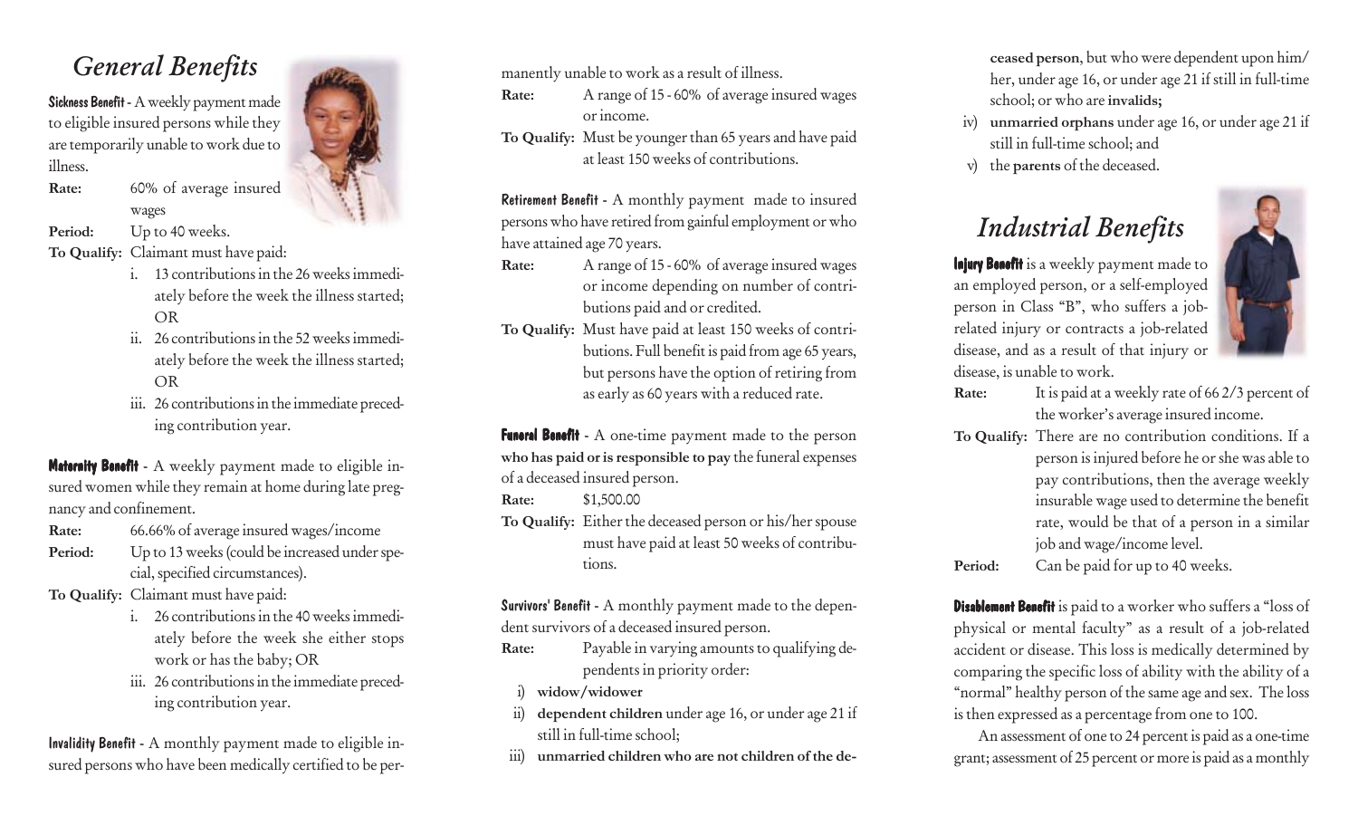## *General Benefits*

**Sickness Benefit** - A weekly payment made to eligible insured persons while they are temporarily unable to work due to illness.

**Rate:** 60% of average insured wages

**Period:** Up to 40 weeks.

**To Qualify:** Claimant must have paid:

i. 13 contributions in the 26 weeks immediately before the week the illness started; OR

ii. 26 contributions in the 52 weeks immediately before the week the illness started; OR

iii. 26 contributions in the immediate preceding contribution year.

**Maternity Benefit** - A weekly payment made to eligible insured women while they remain at home during late pregnancy and confinement.

**Rate:** 66.66% of average insured wages/income

**Period:** Up to 13 weeks (could be increased under special, specified circumstances).

**To Qualify:** Claimant must have paid:

i. 26 contributions in the 40 weeks immediately before the week she either stops work or has the baby; OR

iii. 26 contributions in the immediate preceding contribution year.

**Invalidity Benefit** - A monthly payment made to eligible insured persons who have been medically certified to be permanently unable to work as a result of illness.

**Rate:** A range of 15 - 60% of average insured wages or income.

**To Qualify:** Must be younger than 65 years and have paid at least 150 weeks of contributions.

**Retirement Benefit** - A monthly payment made to insured persons who have retired from gainful employment or who have attained age 70 years.

**Rate:** A range of 15 - 60% of average insured wages or income depending on number of contributions paid and or credited.

**To Qualify:** Must have paid at least 150 weeks of contributions. Full benefit is paid from age 65 years, but persons have the option of retiring from as early as 60 years with a reduced rate.

**Funeral Benefit** - A one-time payment made to the person **who has paid or is responsible to pay** the funeral expenses of a deceased insured person.

**Rate:** $1,500.00

**To Qualify:** Either the deceased person or his/her spouse must have paid at least 50 weeks of contributions.

**Survivors' Benefit** - A monthly payment made to the dependent survivors of a deceased insured person.

**Rate:** Payable in varying amounts to qualifying dependents in priority order:

i) **widow/widower**

ii) **dependent children** under age 16, or under age 21 if still in full-time school;

iii) **unmarried children who are not children of the deceased person**, but who were dependent upon him/her, under age 16, or under age 21 if still in full-time school; or who are **invalids;**

iv) **unmarried orphans** under age 16, or under age 21 if still in full-time school; and

v) the **parents** of the deceased.

## *Industrial Benefits*

**Injury Benefit** is a weekly payment made to an employed person, or a self-employed person in Class "B", who suffers a job-related injury or contracts a job-related disease, and as a result of that injury or disease, is unable to work.

**Rate:** It is paid at a weekly rate of 66 2/3 percent of the worker's average insured income.

**To Qualify:** There are no contribution conditions. If a person is injured before he or she was able to pay contributions, then the average weekly insurable wage used to determine the benefit rate, would be that of a person in a similar job and wage/income level.

**Period:** Can be paid for up to 40 weeks.

**Disablement Benefit** is paid to a worker who suffers a "loss of physical or mental faculty" as a result of a job-related accident or disease. This loss is medically determined by comparing the specific loss of ability with the ability of a "normal" healthy person of the same age and sex. The loss is then expressed as a percentage from one to 100.

An assessment of one to 24 percent is paid as a one-time grant; assessment of 25 percent or more is paid as a monthly